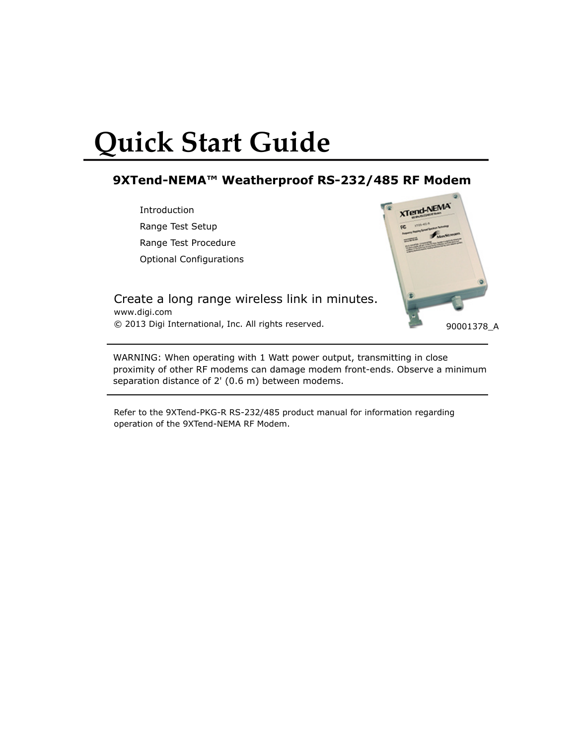# Quick Start Guide

## 9XTend-NEMA™ Weatherproof RS-232/485 RF Modem

- Introduction
- Range Test Setup
- Range Test Procedure
- Optional Configurations

Create a long range wireless link in minutes.

www.digi.com

© 2013 Digi International, Inc. All rights reserved.

90001378_A

---

WARNING: When operating with 1 Watt power output, transmitting in close proximity of other RF modems can damage modem front-ends. Observe a minimum separation distance of 2' (0.6 m) between modems.

---

Refer to the 9XTend-PKG-R RS-232/485 product manual for information regarding operation of the 9XTend-NEMA RF Modem.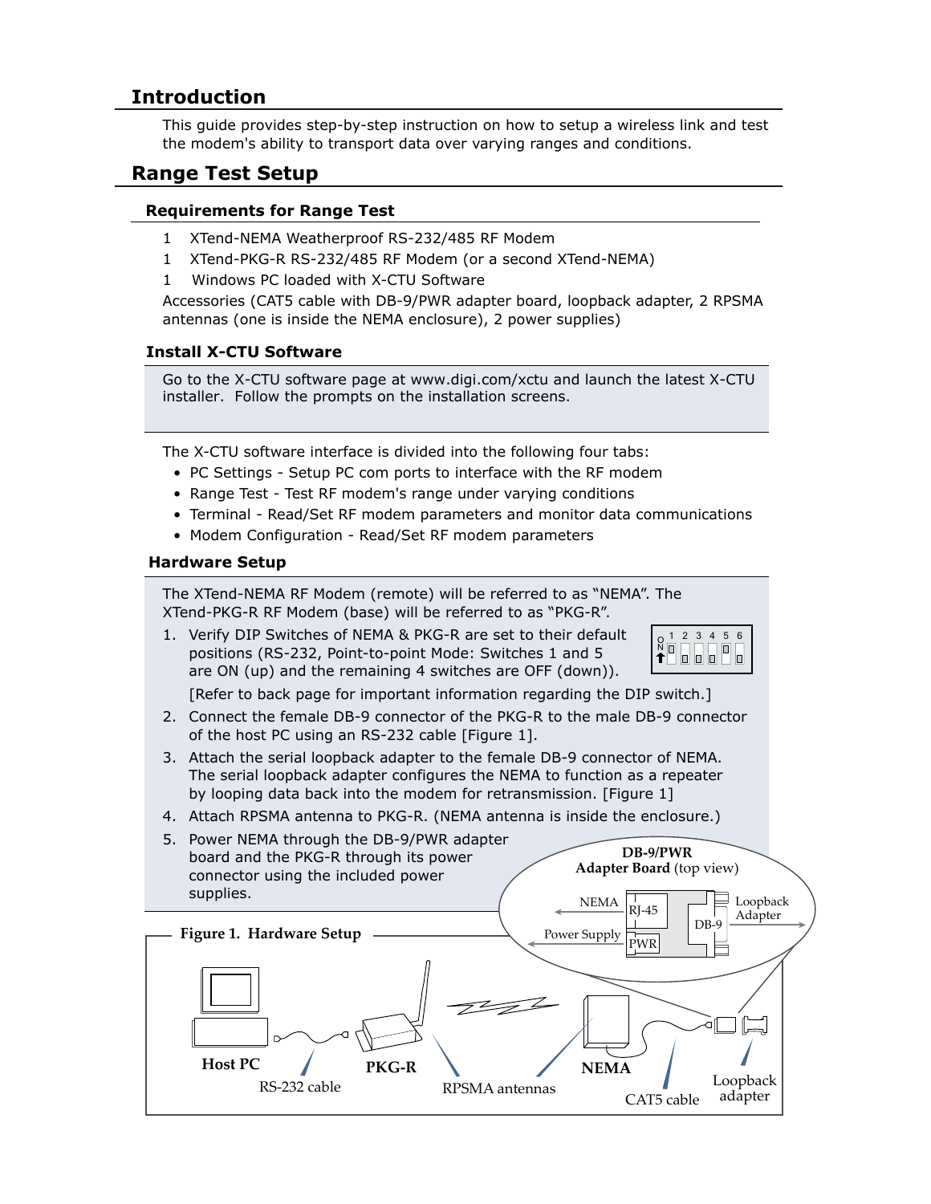## Introduction

This guide provides step-by-step instruction on how to setup a wireless link and test the modem's ability to transport data over varying ranges and conditions.

## Range Test Setup

### Requirements for Range Test

1 XTend-NEMA Weatherproof RS-232/485 RF Modem
1 XTend-PKG-R RS-232/485 RF Modem (or a second XTend-NEMA)
1 Windows PC loaded with X-CTU Software

Accessories (CAT5 cable with DB-9/PWR adapter board, loopback adapter, 2 RPSMA antennas (one is inside the NEMA enclosure), 2 power supplies)

### Install X-CTU Software

Go to the X-CTU software page at www.digi.com/xctu and launch the latest X-CTU installer. Follow the prompts on the installation screens.

The X-CTU software interface is divided into the following four tabs:

- PC Settings - Setup PC com ports to interface with the RF modem
- Range Test - Test RF modem's range under varying conditions
- Terminal - Read/Set RF modem parameters and monitor data communications
- Modem Configuration - Read/Set RF modem parameters

### Hardware Setup

The XTend-NEMA RF Modem (remote) will be referred to as "NEMA". The XTend-PKG-R RF Modem (base) will be referred to as "PKG-R".

1. Verify DIP Switches of NEMA & PKG-R are set to their default positions (RS-232, Point-to-point Mode: Switches 1 and 5 are ON (up) and the remaining 4 switches are OFF (down)).
   [Refer to back page for important information regarding the DIP switch.]
2. Connect the female DB-9 connector of the PKG-R to the male DB-9 connector of the host PC using an RS-232 cable [Figure 1].
3. Attach the serial loopback adapter to the female DB-9 connector of NEMA. The serial loopback adapter configures the NEMA to function as a repeater by looping data back into the modem for retransmission. [Figure 1]
4. Attach RPSMA antenna to PKG-R. (NEMA antenna is inside the enclosure.)
5. Power NEMA through the DB-9/PWR adapter board and the PKG-R through its power connector using the included power supplies.

**DB-9/PWR Adapter Board** (top view)

**Figure 1. Hardware Setup**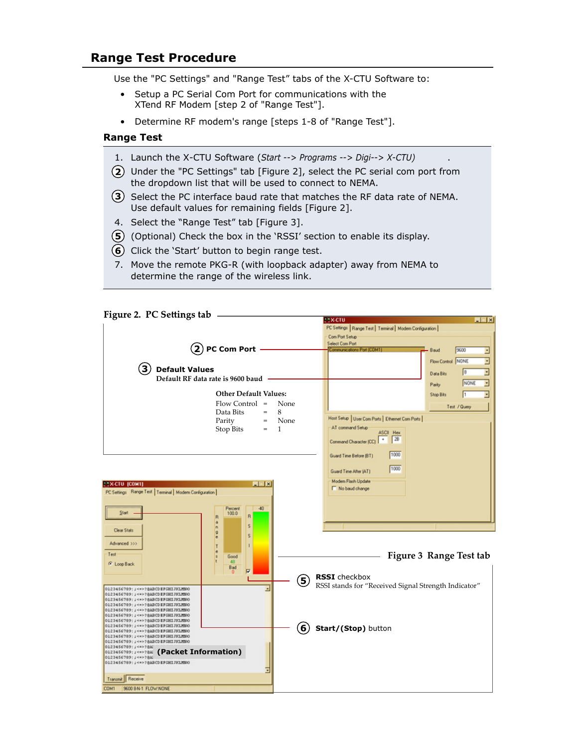## Range Test Procedure

Use the "PC Settings" and "Range Test" tabs of the X-CTU Software to:

- Setup a PC Serial Com Port for communications with the XTend RF Modem [step 2 of "Range Test"].
- Determine RF modem's range [steps 1-8 of "Range Test"].

### Range Test

1. Launch the X-CTU Software (*Start --> Programs --> Digi--> X-CTU)* .
2. Under the "PC Settings" tab [Figure 2], select the PC serial com port from the dropdown list that will be used to connect to NEMA.
3. Select the PC interface baud rate that matches the RF data rate of NEMA. Use default values for remaining fields [Figure 2].
4. Select the "Range Test" tab [Figure 3].
5. (Optional) Check the box in the 'RSSI' section to enable its display.
6. Click the 'Start' button to begin range test.
7. Move the remote PKG-R (with loopback adapter) away from NEMA to determine the range of the wireless link.

**Figure 2. PC Settings tab**

(2) **PC Com Port**

(3) **Default Values**
Default RF data rate is 9600 baud

**Other Default Values:**

| | | |
|---|---|---|
| Flow Control | = | None |
| Data Bits | = | 8 |
| Parity | = | None |
| Stop Bits | = | 1 |

**Figure 3 Range Test tab**

(5) **RSSI** checkbox
RSSI stands for "Received Signal Strength Indicator"

(6) **Start/(Stop)** button

**(Packet Information)**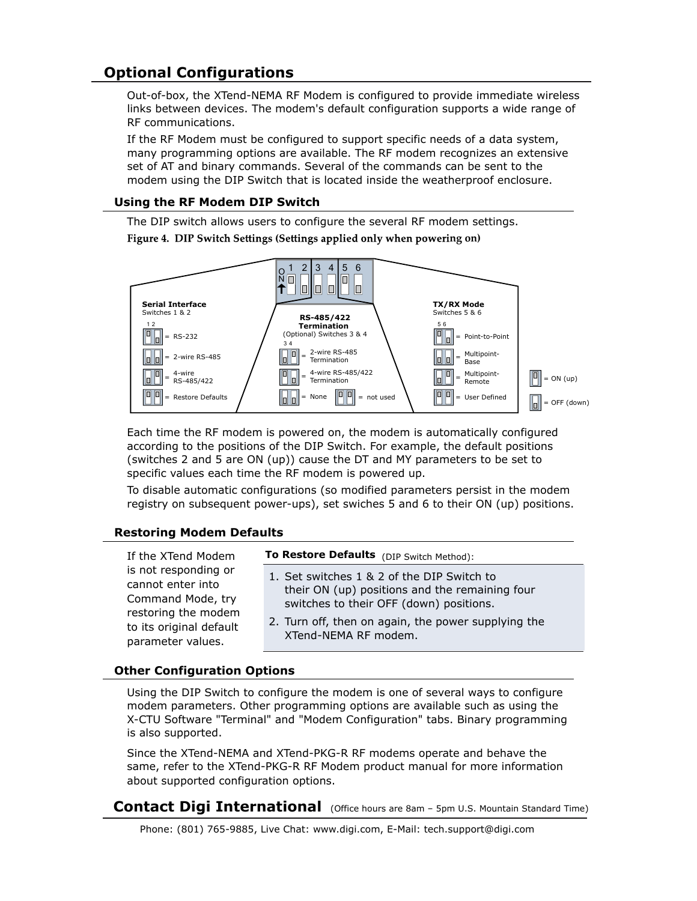## Optional Configurations

Out-of-box, the XTend-NEMA RF Modem is configured to provide immediate wireless links between devices. The modem's default configuration supports a wide range of RF communications.

If the RF Modem must be configured to support specific needs of a data system, many programming options are available. The RF modem recognizes an extensive set of AT and binary commands. Several of the commands can be sent to the modem using the DIP Switch that is located inside the weatherproof enclosure.

### Using the RF Modem DIP Switch

The DIP switch allows users to configure the several RF modem settings.

**Figure 4. DIP Switch Settings (Settings applied only when powering on)**

ON
1 2 3 4 5 6

**Serial Interface**
Switches 1 & 2
1 2
= RS-232
= 2-wire RS-485
= 4-wire RS-485/422
= Restore Defaults

**RS-485/422 Termination**
(Optional) Switches 3 & 4
3 4
= 2-wire RS-485 Termination
= 4-wire RS-485/422 Termination
= None
= not used

**TX/RX Mode**
Switches 5 & 6
5 6
= Point-to-Point
= Multipoint-Base
= Multipoint-Remote
= User Defined

= ON (up)
= OFF (down)

Each time the RF modem is powered on, the modem is automatically configured according to the positions of the DIP Switch. For example, the default positions (switches 2 and 5 are ON (up)) cause the DT and MY parameters to be set to specific values each time the RF modem is powered up.

To disable automatic configurations (so modified parameters persist in the modem registry on subsequent power-ups), set swiches 5 and 6 to their ON (up) positions.

### Restoring Modem Defaults

If the XTend Modem is not responding or cannot enter into Command Mode, try restoring the modem to its original default parameter values.

**To Restore Defaults** (DIP Switch Method):

1. Set switches 1 & 2 of the DIP Switch to their ON (up) positions and the remaining four switches to their OFF (down) positions.
2. Turn off, then on again, the power supplying the XTend-NEMA RF modem.

### Other Configuration Options

Using the DIP Switch to configure the modem is one of several ways to configure modem parameters. Other programming options are available such as using the X-CTU Software "Terminal" and "Modem Configuration" tabs. Binary programming is also supported.

Since the XTend-NEMA and XTend-PKG-R RF modems operate and behave the same, refer to the XTend-PKG-R RF Modem product manual for more information about supported configuration options.

## Contact Digi International (Office hours are 8am – 5pm U.S. Mountain Standard Time)

Phone: (801) 765-9885, Live Chat: www.digi.com, E-Mail: tech.support@digi.com